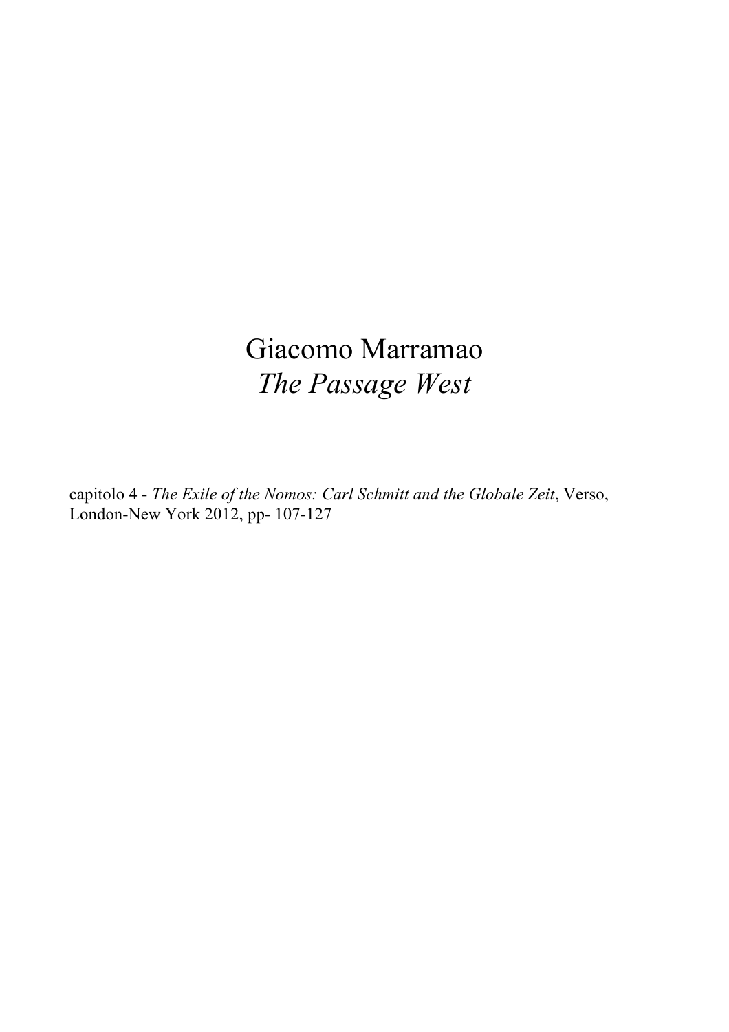# Giacomo Marramao
# *The Passage West*

capitolo 4 - *The Exile of the Nomos: Carl Schmitt and the Globale Zeit*, Verso, London-New York 2012, pp- 107-127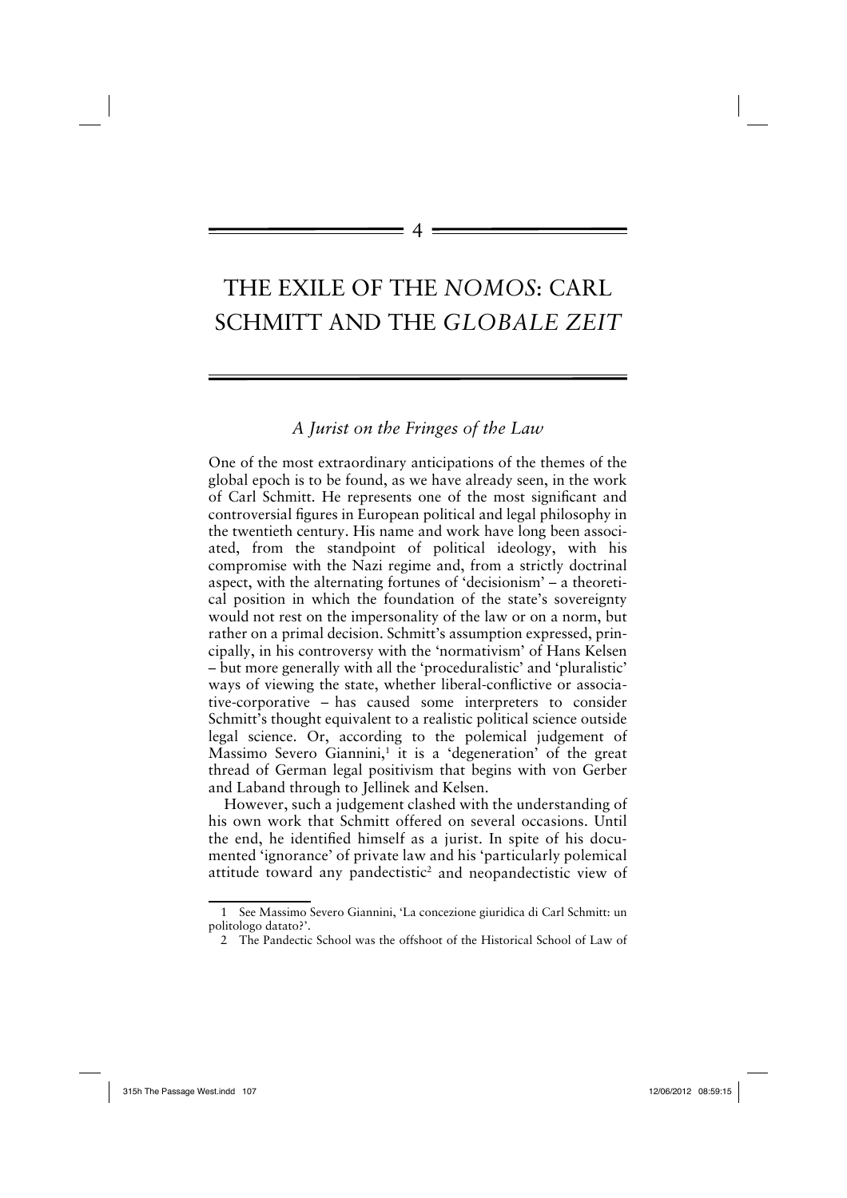# 4

# THE EXILE OF THE *NOMOS*: CARL SCHMITT AND THE *GLOBALE ZEIT*

## *A Jurist on the Fringes of the Law*

One of the most extraordinary anticipations of the themes of the global epoch is to be found, as we have already seen, in the work of Carl Schmitt. He represents one of the most significant and controversial figures in European political and legal philosophy in the twentieth century. His name and work have long been associated, from the standpoint of political ideology, with his compromise with the Nazi regime and, from a strictly doctrinal aspect, with the alternating fortunes of 'decisionism' – a theoretical position in which the foundation of the state's sovereignty would not rest on the impersonality of the law or on a norm, but rather on a primal decision. Schmitt's assumption expressed, principally, in his controversy with the 'normativism' of Hans Kelsen – but more generally with all the 'proceduralistic' and 'pluralistic' ways of viewing the state, whether liberal-conflictive or associative-corporative – has caused some interpreters to consider Schmitt's thought equivalent to a realistic political science outside legal science. Or, according to the polemical judgement of Massimo Severo Giannini,[1] it is a 'degeneration' of the great thread of German legal positivism that begins with von Gerber and Laband through to Jellinek and Kelsen.

However, such a judgement clashed with the understanding of his own work that Schmitt offered on several occasions. Until the end, he identified himself as a jurist. In spite of his documented 'ignorance' of private law and his 'particularly polemical attitude toward any pandectistic[2] and neopandectistic view of

---

1 See Massimo Severo Giannini, 'La concezione giuridica di Carl Schmitt: un politologo datato?'.

2 The Pandectic School was the offshoot of the Historical School of Law of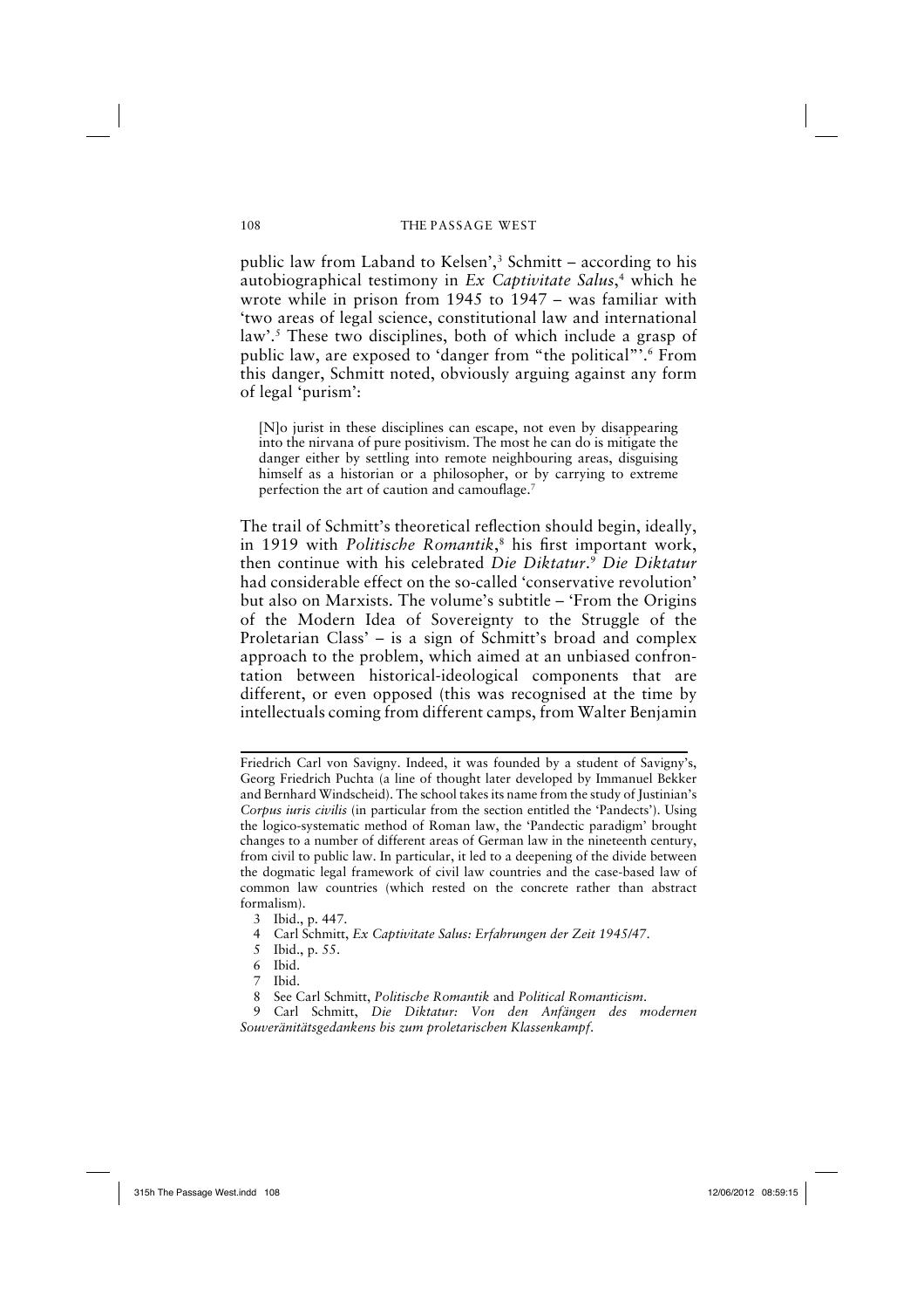public law from Laband to Kelsen',[3] Schmitt – according to his autobiographical testimony in *Ex Captivitate Salus*,[4] which he wrote while in prison from 1945 to 1947 – was familiar with 'two areas of legal science, constitutional law and international law'.[5] These two disciplines, both of which include a grasp of public law, are exposed to 'danger from "the political"'.[6] From this danger, Schmitt noted, obviously arguing against any form of legal 'purism':

> [N]o jurist in these disciplines can escape, not even by disappearing into the nirvana of pure positivism. The most he can do is mitigate the danger either by settling into remote neighbouring areas, disguising himself as a historian or a philosopher, or by carrying to extreme perfection the art of caution and camouflage.[7]

The trail of Schmitt's theoretical reflection should begin, ideally, in 1919 with *Politische Romantik*,[8] his first important work, then continue with his celebrated *Die Diktatur*.[9] *Die Diktatur* had considerable effect on the so-called 'conservative revolution' but also on Marxists. The volume's subtitle – 'From the Origins of the Modern Idea of Sovereignty to the Struggle of the Proletarian Class' – is a sign of Schmitt's broad and complex approach to the problem, which aimed at an unbiased confrontation between historical-ideological components that are different, or even opposed (this was recognised at the time by intellectuals coming from different camps, from Walter Benjamin

---

Friedrich Carl von Savigny. Indeed, it was founded by a student of Savigny's, Georg Friedrich Puchta (a line of thought later developed by Immanuel Bekker and Bernhard Windscheid). The school takes its name from the study of Justinian's *Corpus iuris civilis* (in particular from the section entitled the 'Pandects'). Using the logico-systematic method of Roman law, the 'Pandectic paradigm' brought changes to a number of different areas of German law in the nineteenth century, from civil to public law. In particular, it led to a deepening of the divide between the dogmatic legal framework of civil law countries and the case-based law of common law countries (which rested on the concrete rather than abstract formalism).

3 Ibid., p. 447.

4 Carl Schmitt, *Ex Captivitate Salus: Erfahrungen der Zeit 1945/47*.

5 Ibid., p. 55.

6 Ibid.

7 Ibid.

8 See Carl Schmitt, *Politische Romantik* and *Political Romanticism*.

9 Carl Schmitt, *Die Diktatur: Von den Anfängen des modernen Souveränitätsgedankens bis zum proletarischen Klassenkampf*.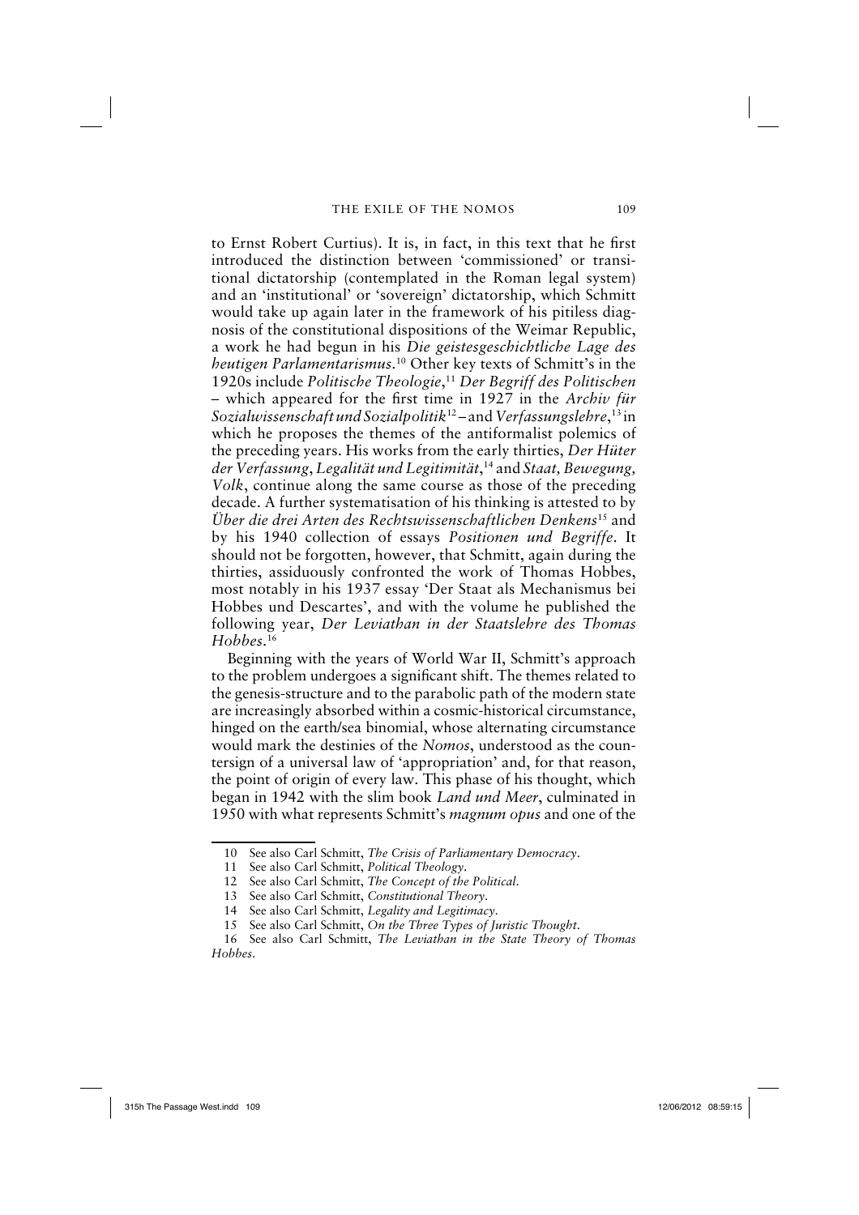to Ernst Robert Curtius). It is, in fact, in this text that he first introduced the distinction between 'commissioned' or transitional dictatorship (contemplated in the Roman legal system) and an 'institutional' or 'sovereign' dictatorship, which Schmitt would take up again later in the framework of his pitiless diagnosis of the constitutional dispositions of the Weimar Republic, a work he had begun in his *Die geistesgeschichtliche Lage des heutigen Parlamentarismus*.[10] Other key texts of Schmitt's in the 1920s include *Politische Theologie*,[11] *Der Begriff des Politischen* – which appeared for the first time in 1927 in the *Archiv für Sozialwissenschaft und Sozialpolitik*[12] – and *Verfassungslehre*,[13] in which he proposes the themes of the antiformalist polemics of the preceding years. His works from the early thirties, *Der Hüter der Verfassung*, *Legalität und Legitimität*,[14] and *Staat, Bewegung, Volk*, continue along the same course as those of the preceding decade. A further systematisation of his thinking is attested to by *Über die drei Arten des Rechtswissenschaftlichen Denkens*[15] and by his 1940 collection of essays *Positionen und Begriffe*. It should not be forgotten, however, that Schmitt, again during the thirties, assiduously confronted the work of Thomas Hobbes, most notably in his 1937 essay 'Der Staat als Mechanismus bei Hobbes und Descartes', and with the volume he published the following year, *Der Leviathan in der Staatslehre des Thomas Hobbes*.[16]

Beginning with the years of World War II, Schmitt's approach to the problem undergoes a significant shift. The themes related to the genesis-structure and to the parabolic path of the modern state are increasingly absorbed within a cosmic-historical circumstance, hinged on the earth/sea binomial, whose alternating circumstance would mark the destinies of the *Nomos*, understood as the countersign of a universal law of 'appropriation' and, for that reason, the point of origin of every law. This phase of his thought, which began in 1942 with the slim book *Land und Meer*, culminated in 1950 with what represents Schmitt's *magnum opus* and one of the

---

10 See also Carl Schmitt, *The Crisis of Parliamentary Democracy*.

11 See also Carl Schmitt, *Political Theology*.

12 See also Carl Schmitt, *The Concept of the Political*.

13 See also Carl Schmitt, *Constitutional Theory*.

14 See also Carl Schmitt, *Legality and Legitimacy*.

15 See also Carl Schmitt, *On the Three Types of Juristic Thought*.

16 See also Carl Schmitt, *The Leviathan in the State Theory of Thomas Hobbes*.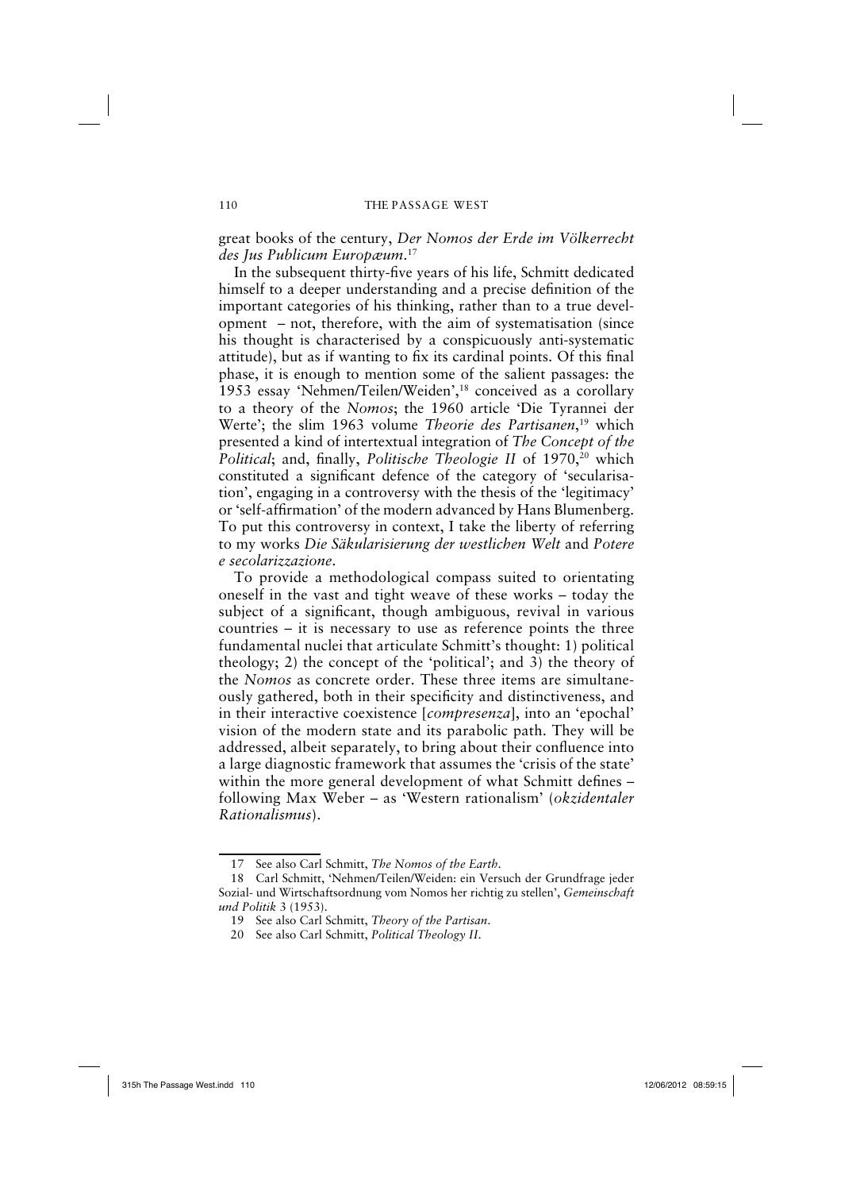great books of the century, *Der Nomos der Erde im Völkerrecht des Jus Publicum Europæum*.[17]

In the subsequent thirty-five years of his life, Schmitt dedicated himself to a deeper understanding and a precise definition of the important categories of his thinking, rather than to a true development – not, therefore, with the aim of systematisation (since his thought is characterised by a conspicuously anti-systematic attitude), but as if wanting to fix its cardinal points. Of this final phase, it is enough to mention some of the salient passages: the 1953 essay 'Nehmen/Teilen/Weiden',[18] conceived as a corollary to a theory of the *Nomos*; the 1960 article 'Die Tyrannei der Werte'; the slim 1963 volume *Theorie des Partisanen*,[19] which presented a kind of intertextual integration of *The Concept of the Political*; and, finally, *Politische Theologie II* of 1970,[20] which constituted a significant defence of the category of 'secularisation', engaging in a controversy with the thesis of the 'legitimacy' or 'self-affirmation' of the modern advanced by Hans Blumenberg. To put this controversy in context, I take the liberty of referring to my works *Die Säkularisierung der westlichen Welt* and *Potere e secolarizzazione*.

To provide a methodological compass suited to orientating oneself in the vast and tight weave of these works – today the subject of a significant, though ambiguous, revival in various countries – it is necessary to use as reference points the three fundamental nuclei that articulate Schmitt's thought: 1) political theology; 2) the concept of the 'political'; and 3) the theory of the *Nomos* as concrete order. These three items are simultaneously gathered, both in their specificity and distinctiveness, and in their interactive coexistence [*compresenza*], into an 'epochal' vision of the modern state and its parabolic path. They will be addressed, albeit separately, to bring about their confluence into a large diagnostic framework that assumes the 'crisis of the state' within the more general development of what Schmitt defines – following Max Weber – as 'Western rationalism' (*okzidentaler Rationalismus*).

---

17 See also Carl Schmitt, *The Nomos of the Earth*.

18 Carl Schmitt, 'Nehmen/Teilen/Weiden: ein Versuch der Grundfrage jeder Sozial- und Wirtschaftsordnung vom Nomos her richtig zu stellen', *Gemeinschaft und Politik* 3 (1953).

19 See also Carl Schmitt, *Theory of the Partisan*.

20 See also Carl Schmitt, *Political Theology II*.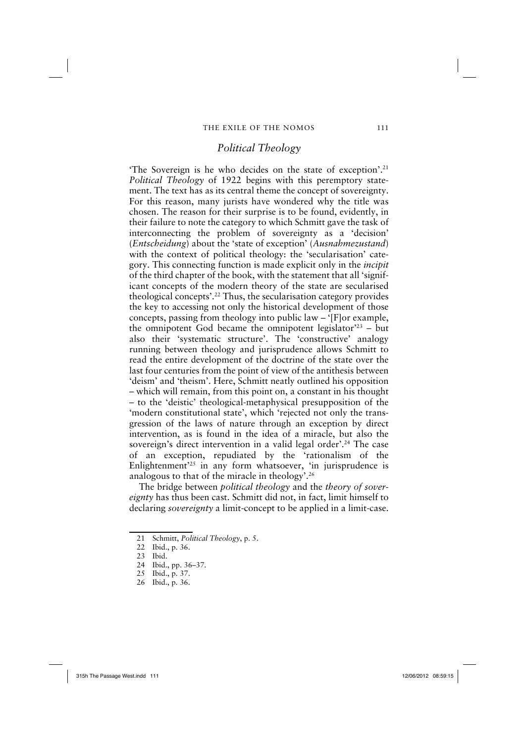## *Political Theology*

'The Sovereign is he who decides on the state of exception'.[21] *Political Theology* of 1922 begins with this peremptory statement. The text has as its central theme the concept of sovereignty. For this reason, many jurists have wondered why the title was chosen. The reason for their surprise is to be found, evidently, in their failure to note the category to which Schmitt gave the task of interconnecting the problem of sovereignty as a 'decision' (*Entscheidung*) about the 'state of exception' (*Ausnahmezustand*) with the context of political theology: the 'secularisation' category. This connecting function is made explicit only in the *incipit* of the third chapter of the book, with the statement that all 'significant concepts of the modern theory of the state are secularised theological concepts'.[22] Thus, the secularisation category provides the key to accessing not only the historical development of those concepts, passing from theology into public law – '[F]or example, the omnipotent God became the omnipotent legislator'[23] – but also their 'systematic structure'. The 'constructive' analogy running between theology and jurisprudence allows Schmitt to read the entire development of the doctrine of the state over the last four centuries from the point of view of the antithesis between 'deism' and 'theism'. Here, Schmitt neatly outlined his opposition – which will remain, from this point on, a constant in his thought – to the 'deistic' theological-metaphysical presupposition of the 'modern constitutional state', which 'rejected not only the transgression of the laws of nature through an exception by direct intervention, as is found in the idea of a miracle, but also the sovereign's direct intervention in a valid legal order'.[24] The case of an exception, repudiated by the 'rationalism of the Enlightenment'[25] in any form whatsoever, 'in jurisprudence is analogous to that of the miracle in theology'.[26]

The bridge between *political theology* and the *theory of sovereignty* has thus been cast. Schmitt did not, in fact, limit himself to declaring *sovereignty* a limit-concept to be applied in a limit-case.

---

21 Schmitt, *Political Theology*, p. 5.

22 Ibid., p. 36.

23 Ibid.

24 Ibid., pp. 36–37.

25 Ibid., p. 37.

26 Ibid., p. 36.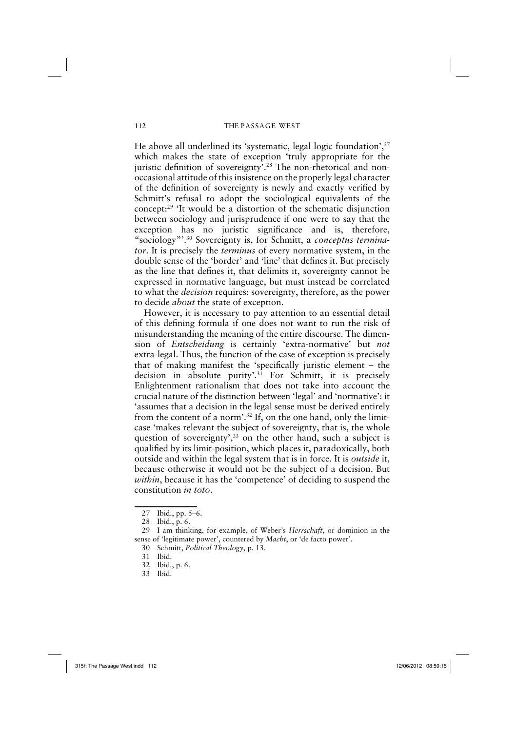He above all underlined its 'systematic, legal logic foundation',[27] which makes the state of exception 'truly appropriate for the juristic definition of sovereignty'.[28] The non-rhetorical and non-occasional attitude of this insistence on the properly legal character of the definition of sovereignty is newly and exactly verified by Schmitt's refusal to adopt the sociological equivalents of the concept:[29] 'It would be a distortion of the schematic disjunction between sociology and jurisprudence if one were to say that the exception has no juristic significance and is, therefore, "sociology"'.[30] Sovereignty is, for Schmitt, a *conceptus terminator*. It is precisely the *terminus* of every normative system, in the double sense of the 'border' and 'line' that defines it. But precisely as the line that defines it, that delimits it, sovereignty cannot be expressed in normative language, but must instead be correlated to what the *decision* requires: sovereignty, therefore, as the power to decide *about* the state of exception.

However, it is necessary to pay attention to an essential detail of this defining formula if one does not want to run the risk of misunderstanding the meaning of the entire discourse. The dimension of *Entscheidung* is certainly 'extra-normative' but *not* extra-legal. Thus, the function of the case of exception is precisely that of making manifest the 'specifically juristic element – the decision in absolute purity'.[31] For Schmitt, it is precisely Enlightenment rationalism that does not take into account the crucial nature of the distinction between 'legal' and 'normative': it 'assumes that a decision in the legal sense must be derived entirely from the content of a norm'.[32] If, on the one hand, only the limit-case 'makes relevant the subject of sovereignty, that is, the whole question of sovereignty',[33] on the other hand, such a subject is qualified by its limit-position, which places it, paradoxically, both outside and within the legal system that is in force. It is *outside* it, because otherwise it would not be the subject of a decision. But *within*, because it has the 'competence' of deciding to suspend the constitution *in toto*.

---

27 Ibid., pp. 5–6.

28 Ibid., p. 6.

29 I am thinking, for example, of Weber's *Herrschaft*, or dominion in the sense of 'legitimate power', countered by *Macht*, or 'de facto power'.

30 Schmitt, *Political Theology*, p. 13.

31 Ibid.

32 Ibid., p. 6.

33 Ibid.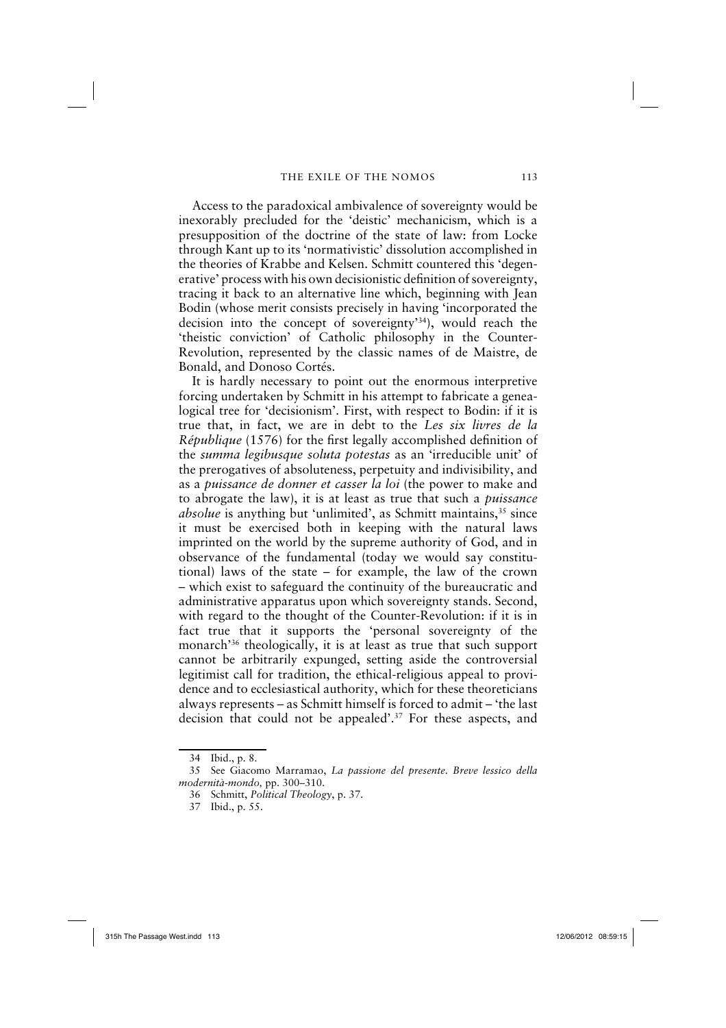Access to the paradoxical ambivalence of sovereignty would be inexorably precluded for the 'deistic' mechanicism, which is a presupposition of the doctrine of the state of law: from Locke through Kant up to its 'normativistic' dissolution accomplished in the theories of Krabbe and Kelsen. Schmitt countered this 'degenerative' process with his own decisionistic definition of sovereignty, tracing it back to an alternative line which, beginning with Jean Bodin (whose merit consists precisely in having 'incorporated the decision into the concept of sovereignty'[34]), would reach the 'theistic conviction' of Catholic philosophy in the Counter-Revolution, represented by the classic names of de Maistre, de Bonald, and Donoso Cortés.

It is hardly necessary to point out the enormous interpretive forcing undertaken by Schmitt in his attempt to fabricate a genealogical tree for 'decisionism'. First, with respect to Bodin: if it is true that, in fact, we are in debt to the *Les six livres de la République* (1576) for the first legally accomplished definition of the *summa legibusque soluta potestas* as an 'irreducible unit' of the prerogatives of absoluteness, perpetuity and indivisibility, and as a *puissance de donner et casser la loi* (the power to make and to abrogate the law), it is at least as true that such a *puissance absolue* is anything but 'unlimited', as Schmitt maintains,[35] since it must be exercised both in keeping with the natural laws imprinted on the world by the supreme authority of God, and in observance of the fundamental (today we would say constitutional) laws of the state – for example, the law of the crown – which exist to safeguard the continuity of the bureaucratic and administrative apparatus upon which sovereignty stands. Second, with regard to the thought of the Counter-Revolution: if it is in fact true that it supports the 'personal sovereignty of the monarch'[36] theologically, it is at least as true that such support cannot be arbitrarily expunged, setting aside the controversial legitimist call for tradition, the ethical-religious appeal to providence and to ecclesiastical authority, which for these theoreticians always represents – as Schmitt himself is forced to admit – 'the last decision that could not be appealed'.[37] For these aspects, and

34 Ibid., p. 8.

35 See Giacomo Marramao, *La passione del presente. Breve lessico della modernità-mondo,* pp. 300–310.

36 Schmitt, *Political Theology*, p. 37.

37 Ibid., p. 55.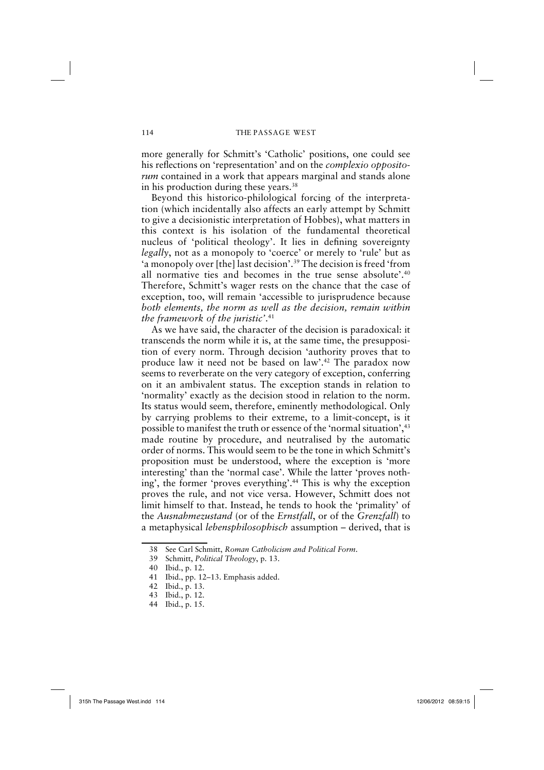more generally for Schmitt's 'Catholic' positions, one could see his reflections on 'representation' and on the *complexio oppositorum* contained in a work that appears marginal and stands alone in his production during these years.[38]

Beyond this historico-philological forcing of the interpretation (which incidentally also affects an early attempt by Schmitt to give a decisionistic interpretation of Hobbes), what matters in this context is his isolation of the fundamental theoretical nucleus of 'political theology'. It lies in defining sovereignty *legally*, not as a monopoly to 'coerce' or merely to 'rule' but as 'a monopoly over [the] last decision'.[39] The decision is freed 'from all normative ties and becomes in the true sense absolute'.[40] Therefore, Schmitt's wager rests on the chance that the case of exception, too, will remain 'accessible to jurisprudence because *both elements, the norm as well as the decision, remain within the framework of the juristic*'.[41]

As we have said, the character of the decision is paradoxical: it transcends the norm while it is, at the same time, the presupposition of every norm. Through decision 'authority proves that to produce law it need not be based on law'.[42] The paradox now seems to reverberate on the very category of exception, conferring on it an ambivalent status. The exception stands in relation to 'normality' exactly as the decision stood in relation to the norm. Its status would seem, therefore, eminently methodological. Only by carrying problems to their extreme, to a limit-concept, is it possible to manifest the truth or essence of the 'normal situation',[43] made routine by procedure, and neutralised by the automatic order of norms. This would seem to be the tone in which Schmitt's proposition must be understood, where the exception is 'more interesting' than the 'normal case'. While the latter 'proves nothing', the former 'proves everything'.[44] This is why the exception proves the rule, and not vice versa. However, Schmitt does not limit himself to that. Instead, he tends to hook the 'primality' of the *Ausnahmezustand* (or of the *Ernstfall*, or of the *Grenzfall*) to a metaphysical *lebensphilosophisch* assumption – derived, that is

---

38 See Carl Schmitt, *Roman Catholicism and Political Form*.

39 Schmitt, *Political Theology*, p. 13.

40 Ibid., p. 12.

41 Ibid., pp. 12–13. Emphasis added.

42 Ibid., p. 13.

43 Ibid., p. 12.

44 Ibid., p. 15.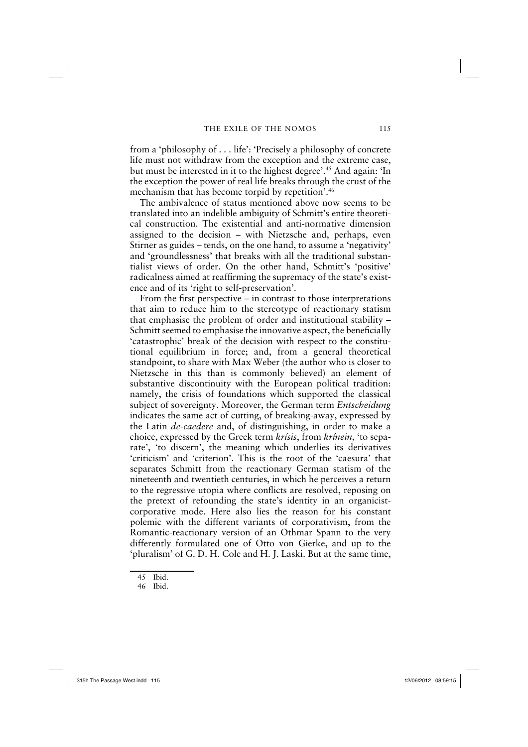from a 'philosophy of . . . life': 'Precisely a philosophy of concrete life must not withdraw from the exception and the extreme case, but must be interested in it to the highest degree'.[45] And again: 'In the exception the power of real life breaks through the crust of the mechanism that has become torpid by repetition'.[46]

The ambivalence of status mentioned above now seems to be translated into an indelible ambiguity of Schmitt's entire theoretical construction. The existential and anti-normative dimension assigned to the decision – with Nietzsche and, perhaps, even Stirner as guides – tends, on the one hand, to assume a 'negativity' and 'groundlessness' that breaks with all the traditional substantialist views of order. On the other hand, Schmitt's 'positive' radicalness aimed at reaffirming the supremacy of the state's existence and of its 'right to self-preservation'.

From the first perspective – in contrast to those interpretations that aim to reduce him to the stereotype of reactionary statism that emphasise the problem of order and institutional stability – Schmitt seemed to emphasise the innovative aspect, the beneficially 'catastrophic' break of the decision with respect to the constitutional equilibrium in force; and, from a general theoretical standpoint, to share with Max Weber (the author who is closer to Nietzsche in this than is commonly believed) an element of substantive discontinuity with the European political tradition: namely, the crisis of foundations which supported the classical subject of sovereignty. Moreover, the German term *Entscheidung* indicates the same act of cutting, of breaking-away, expressed by the Latin *de-caedere* and, of distinguishing, in order to make a choice, expressed by the Greek term *krísis*, from *krínein*, 'to separate', 'to discern', the meaning which underlies its derivatives 'criticism' and 'criterion'. This is the root of the 'caesura' that separates Schmitt from the reactionary German statism of the nineteenth and twentieth centuries, in which he perceives a return to the regressive utopia where conflicts are resolved, reposing on the pretext of refounding the state's identity in an organicist-corporative mode. Here also lies the reason for his constant polemic with the different variants of corporativism, from the Romantic-reactionary version of an Othmar Spann to the very differently formulated one of Otto von Gierke, and up to the 'pluralism' of G. D. H. Cole and H. J. Laski. But at the same time,

45 Ibid.

46 Ibid.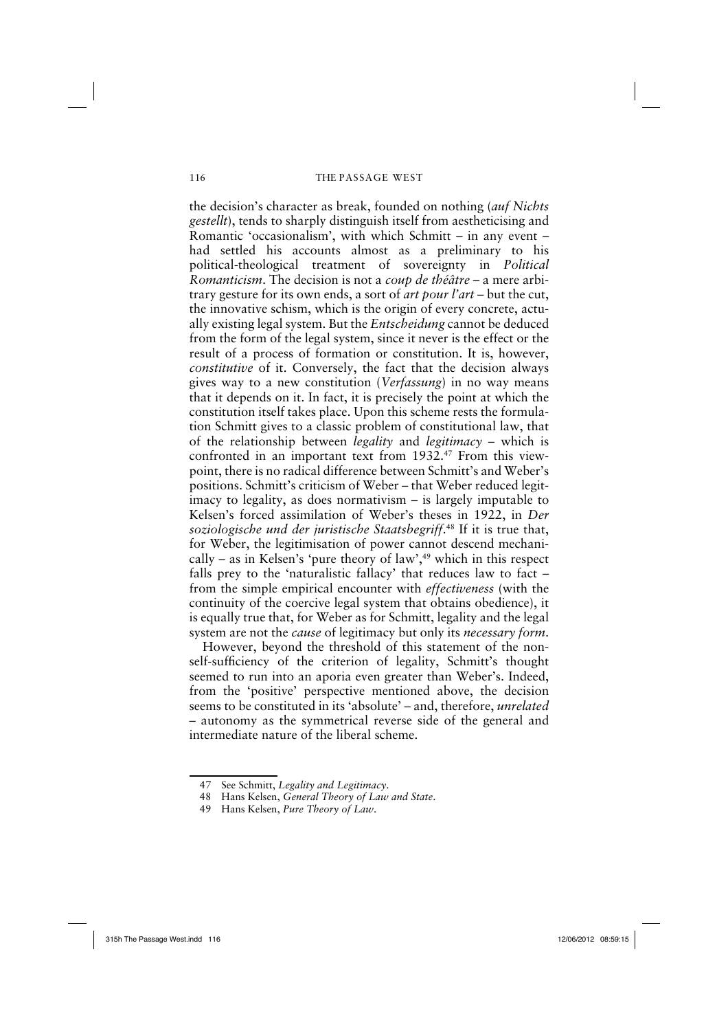the decision's character as break, founded on nothing (*auf Nichts gestellt*), tends to sharply distinguish itself from aestheticising and Romantic 'occasionalism', with which Schmitt – in any event – had settled his accounts almost as a preliminary to his political-theological treatment of sovereignty in *Political Romanticism*. The decision is not a *coup de théâtre* – a mere arbitrary gesture for its own ends, a sort of *art pour l'art* – but the cut, the innovative schism, which is the origin of every concrete, actually existing legal system. But the *Entscheidung* cannot be deduced from the form of the legal system, since it never is the effect or the result of a process of formation or constitution. It is, however, *constitutive* of it. Conversely, the fact that the decision always gives way to a new constitution (*Verfassung*) in no way means that it depends on it. In fact, it is precisely the point at which the constitution itself takes place. Upon this scheme rests the formulation Schmitt gives to a classic problem of constitutional law, that of the relationship between *legality* and *legitimacy* – which is confronted in an important text from 1932.[47] From this viewpoint, there is no radical difference between Schmitt's and Weber's positions. Schmitt's criticism of Weber – that Weber reduced legitimacy to legality, as does normativism – is largely imputable to Kelsen's forced assimilation of Weber's theses in 1922, in *Der soziologische und der juristische Staatsbegriff*.[48] If it is true that, for Weber, the legitimisation of power cannot descend mechanically – as in Kelsen's 'pure theory of law',[49] which in this respect falls prey to the 'naturalistic fallacy' that reduces law to fact – from the simple empirical encounter with *effectiveness* (with the continuity of the coercive legal system that obtains obedience), it is equally true that, for Weber as for Schmitt, legality and the legal system are not the *cause* of legitimacy but only its *necessary form*.

However, beyond the threshold of this statement of the non-self-sufficiency of the criterion of legality, Schmitt's thought seemed to run into an aporia even greater than Weber's. Indeed, from the 'positive' perspective mentioned above, the decision seems to be constituted in its 'absolute' – and, therefore, *unrelated* – autonomy as the symmetrical reverse side of the general and intermediate nature of the liberal scheme.

47 See Schmitt, *Legality and Legitimacy*.

48 Hans Kelsen, *General Theory of Law and State*.

49 Hans Kelsen, *Pure Theory of Law*.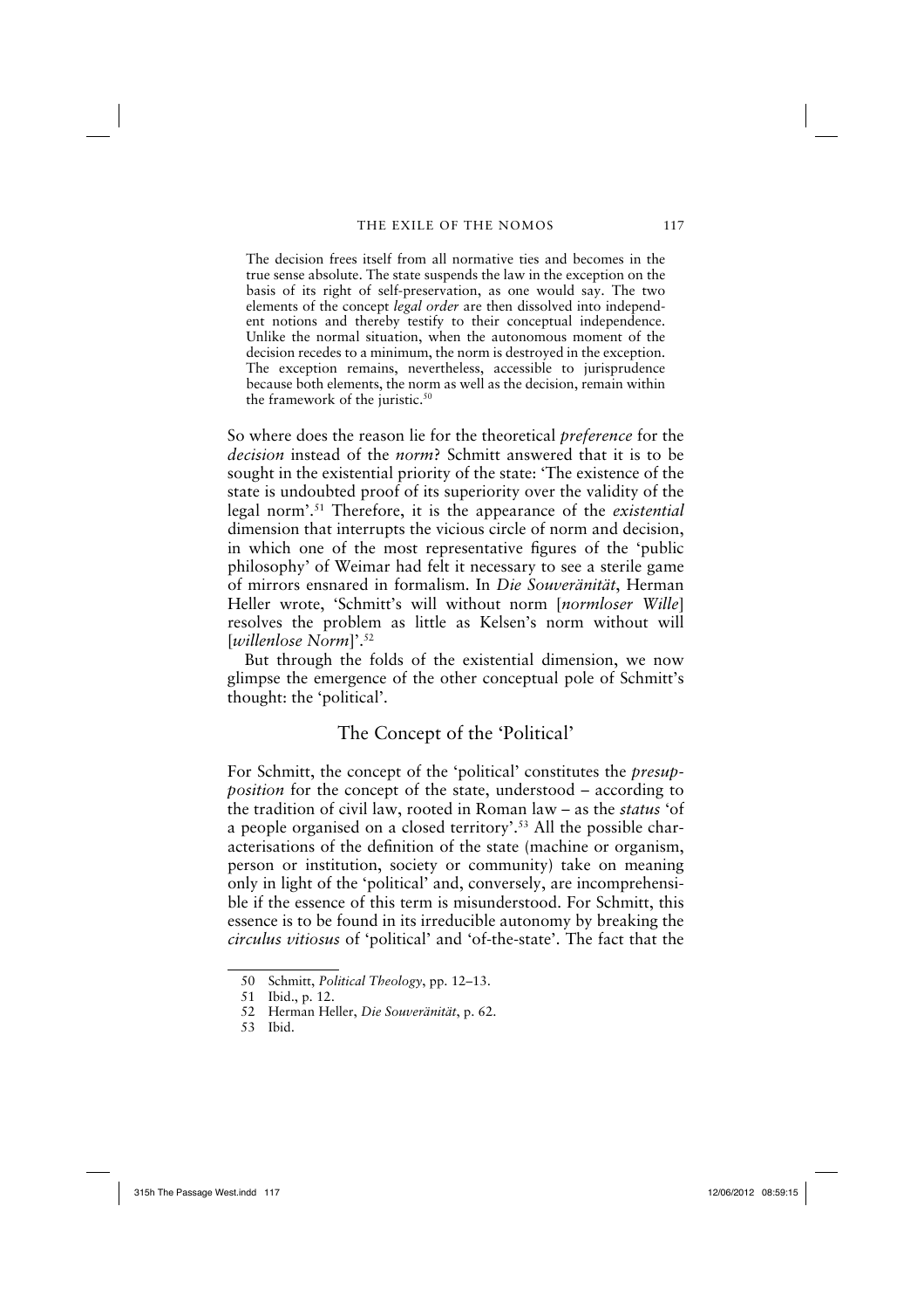> The decision frees itself from all normative ties and becomes in the true sense absolute. The state suspends the law in the exception on the basis of its right of self-preservation, as one would say. The two elements of the concept *legal order* are then dissolved into independent notions and thereby testify to their conceptual independence. Unlike the normal situation, when the autonomous moment of the decision recedes to a minimum, the norm is destroyed in the exception. The exception remains, nevertheless, accessible to jurisprudence because both elements, the norm as well as the decision, remain within the framework of the juristic.[50]

So where does the reason lie for the theoretical *preference* for the *decision* instead of the *norm*? Schmitt answered that it is to be sought in the existential priority of the state: 'The existence of the state is undoubted proof of its superiority over the validity of the legal norm'.[51] Therefore, it is the appearance of the *existential* dimension that interrupts the vicious circle of norm and decision, in which one of the most representative figures of the 'public philosophy' of Weimar had felt it necessary to see a sterile game of mirrors ensnared in formalism. In *Die Souveränität*, Herman Heller wrote, 'Schmitt's will without norm [*normloser Wille*] resolves the problem as little as Kelsen's norm without will [*willenlose Norm*]'.[52]

But through the folds of the existential dimension, we now glimpse the emergence of the other conceptual pole of Schmitt's thought: the 'political'.

## The Concept of the 'Political'

For Schmitt, the concept of the 'political' constitutes the *presupposition* for the concept of the state, understood – according to the tradition of civil law, rooted in Roman law – as the *status* 'of a people organised on a closed territory'.[53] All the possible characterisations of the definition of the state (machine or organism, person or institution, society or community) take on meaning only in light of the 'political' and, conversely, are incomprehensible if the essence of this term is misunderstood. For Schmitt, this essence is to be found in its irreducible autonomy by breaking the *circulus vitiosus* of 'political' and 'of-the-state'. The fact that the

---

50 Schmitt, *Political Theology*, pp. 12–13.

51 Ibid., p. 12.

52 Herman Heller, *Die Souveränität*, p. 62.

53 Ibid.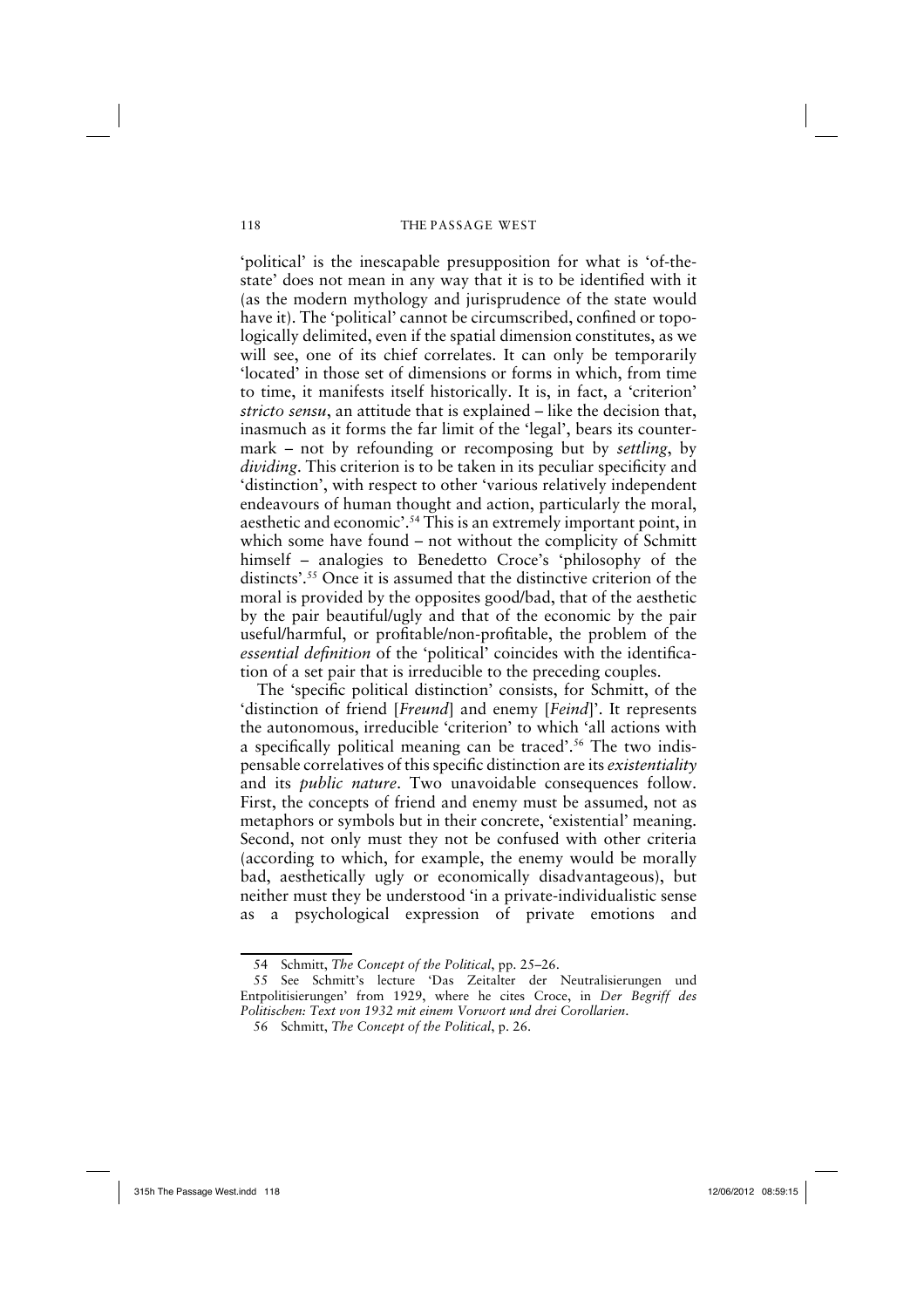'political' is the inescapable presupposition for what is 'of-the-state' does not mean in any way that it is to be identified with it (as the modern mythology and jurisprudence of the state would have it). The 'political' cannot be circumscribed, confined or topologically delimited, even if the spatial dimension constitutes, as we will see, one of its chief correlates. It can only be temporarily 'located' in those set of dimensions or forms in which, from time to time, it manifests itself historically. It is, in fact, a 'criterion' *stricto sensu*, an attitude that is explained – like the decision that, inasmuch as it forms the far limit of the 'legal', bears its countermark – not by refounding or recomposing but by *settling*, by *dividing*. This criterion is to be taken in its peculiar specificity and 'distinction', with respect to other 'various relatively independent endeavours of human thought and action, particularly the moral, aesthetic and economic'.[54] This is an extremely important point, in which some have found – not without the complicity of Schmitt himself – analogies to Benedetto Croce's 'philosophy of the distincts'.[55] Once it is assumed that the distinctive criterion of the moral is provided by the opposites good/bad, that of the aesthetic by the pair beautiful/ugly and that of the economic by the pair useful/harmful, or profitable/non-profitable, the problem of the *essential definition* of the 'political' coincides with the identification of a set pair that is irreducible to the preceding couples.

The 'specific political distinction' consists, for Schmitt, of the 'distinction of friend [*Freund*] and enemy [*Feind*]'. It represents the autonomous, irreducible 'criterion' to which 'all actions with a specifically political meaning can be traced'.[56] The two indispensable correlatives of this specific distinction are its *existentiality* and its *public nature*. Two unavoidable consequences follow. First, the concepts of friend and enemy must be assumed, not as metaphors or symbols but in their concrete, 'existential' meaning. Second, not only must they not be confused with other criteria (according to which, for example, the enemy would be morally bad, aesthetically ugly or economically disadvantageous), but neither must they be understood 'in a private-individualistic sense as a psychological expression of private emotions and

---

54 Schmitt, *The Concept of the Political*, pp. 25–26.

55 See Schmitt's lecture 'Das Zeitalter der Neutralisierungen und Entpolitisierungen' from 1929, where he cites Croce, in *Der Begriff des Politischen: Text von 1932 mit einem Vorwort und drei Corollarien*.

56 Schmitt, *The Concept of the Political*, p. 26.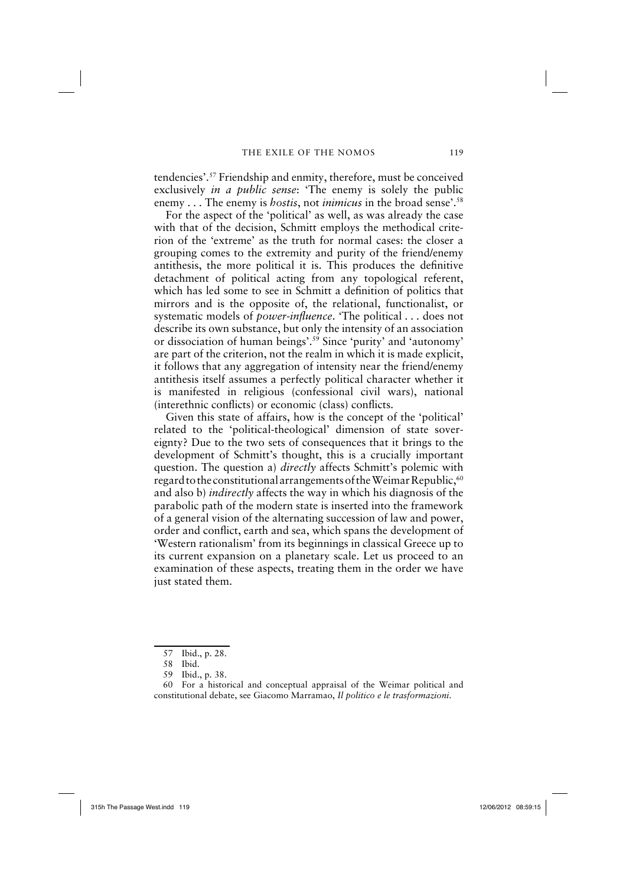tendencies'.[57] Friendship and enmity, therefore, must be conceived exclusively *in a public sense*: 'The enemy is solely the public enemy . . . The enemy is *hostis*, not *inimicus* in the broad sense'.[58]

For the aspect of the 'political' as well, as was already the case with that of the decision, Schmitt employs the methodical criterion of the 'extreme' as the truth for normal cases: the closer a grouping comes to the extremity and purity of the friend/enemy antithesis, the more political it is. This produces the definitive detachment of political acting from any topological referent, which has led some to see in Schmitt a definition of politics that mirrors and is the opposite of, the relational, functionalist, or systematic models of *power-influence*. 'The political . . . does not describe its own substance, but only the intensity of an association or dissociation of human beings'.[59] Since 'purity' and 'autonomy' are part of the criterion, not the realm in which it is made explicit, it follows that any aggregation of intensity near the friend/enemy antithesis itself assumes a perfectly political character whether it is manifested in religious (confessional civil wars), national (interethnic conflicts) or economic (class) conflicts.

Given this state of affairs, how is the concept of the 'political' related to the 'political-theological' dimension of state sovereignty? Due to the two sets of consequences that it brings to the development of Schmitt's thought, this is a crucially important question. The question a) *directly* affects Schmitt's polemic with regard to the constitutional arrangements of the Weimar Republic,[60] and also b) *indirectly* affects the way in which his diagnosis of the parabolic path of the modern state is inserted into the framework of a general vision of the alternating succession of law and power, order and conflict, earth and sea, which spans the development of 'Western rationalism' from its beginnings in classical Greece up to its current expansion on a planetary scale. Let us proceed to an examination of these aspects, treating them in the order we have just stated them.

---

57 Ibid., p. 28.

58 Ibid.

59 Ibid., p. 38.

60 For a historical and conceptual appraisal of the Weimar political and constitutional debate, see Giacomo Marramao, *Il politico e le trasformazioni*.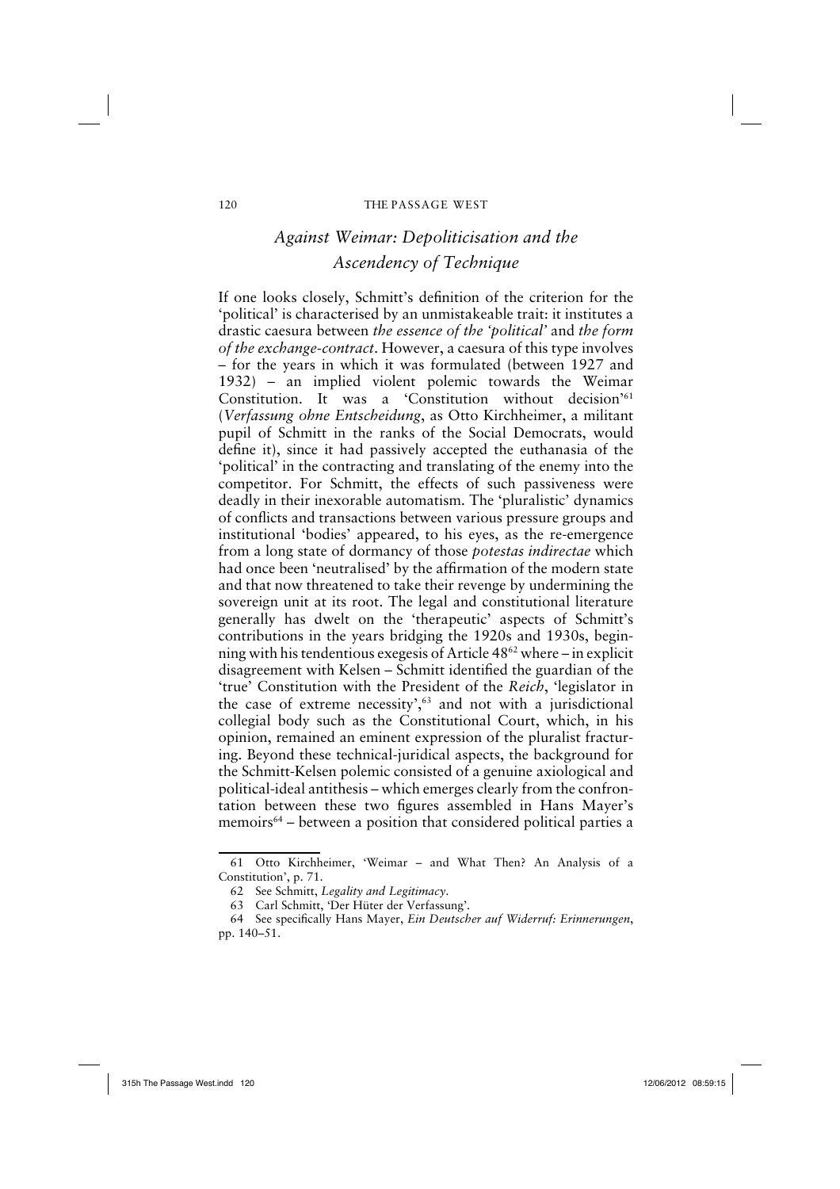## *Against Weimar: Depoliticisation and the Ascendency of Technique*

If one looks closely, Schmitt's definition of the criterion for the 'political' is characterised by an unmistakeable trait: it institutes a drastic caesura between *the essence of the 'political'* and *the form of the exchange-contract*. However, a caesura of this type involves – for the years in which it was formulated (between 1927 and 1932) – an implied violent polemic towards the Weimar Constitution. It was a 'Constitution without decision'[61] (*Verfassung ohne Entscheidung*, as Otto Kirchheimer, a militant pupil of Schmitt in the ranks of the Social Democrats, would define it), since it had passively accepted the euthanasia of the 'political' in the contracting and translating of the enemy into the competitor. For Schmitt, the effects of such passiveness were deadly in their inexorable automatism. The 'pluralistic' dynamics of conflicts and transactions between various pressure groups and institutional 'bodies' appeared, to his eyes, as the re-emergence from a long state of dormancy of those *potestas indirectae* which had once been 'neutralised' by the affirmation of the modern state and that now threatened to take their revenge by undermining the sovereign unit at its root. The legal and constitutional literature generally has dwelt on the 'therapeutic' aspects of Schmitt's contributions in the years bridging the 1920s and 1930s, beginning with his tendentious exegesis of Article 48[62] where – in explicit disagreement with Kelsen – Schmitt identified the guardian of the 'true' Constitution with the President of the *Reich*, 'legislator in the case of extreme necessity',[63] and not with a jurisdictional collegial body such as the Constitutional Court, which, in his opinion, remained an eminent expression of the pluralist fracturing. Beyond these technical-juridical aspects, the background for the Schmitt-Kelsen polemic consisted of a genuine axiological and political-ideal antithesis – which emerges clearly from the confrontation between these two figures assembled in Hans Mayer's memoirs[64] – between a position that considered political parties a

---

61 Otto Kirchheimer, 'Weimar – and What Then? An Analysis of a Constitution', p. 71.

62 See Schmitt, *Legality and Legitimacy*.

63 Carl Schmitt, 'Der Hüter der Verfassung'.

64 See specifically Hans Mayer, *Ein Deutscher auf Widerruf: Erinnerungen*, pp. 140–51.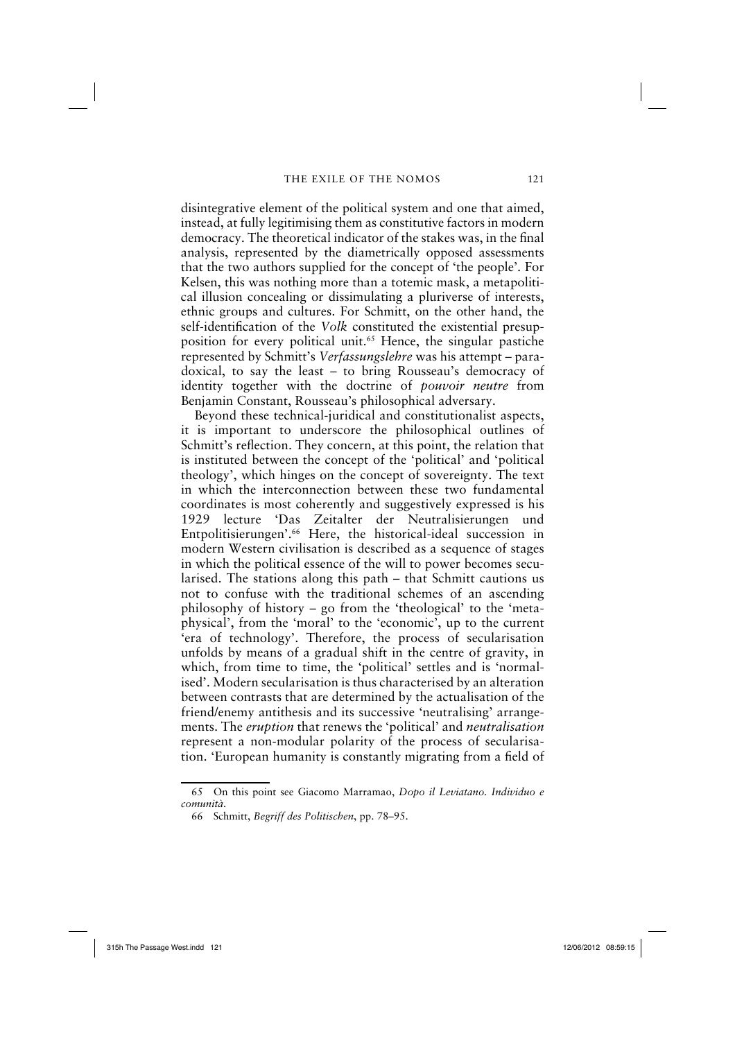disintegrative element of the political system and one that aimed, instead, at fully legitimising them as constitutive factors in modern democracy. The theoretical indicator of the stakes was, in the final analysis, represented by the diametrically opposed assessments that the two authors supplied for the concept of 'the people'. For Kelsen, this was nothing more than a totemic mask, a metapolitical illusion concealing or dissimulating a pluriverse of interests, ethnic groups and cultures. For Schmitt, on the other hand, the self-identification of the *Volk* constituted the existential presupposition for every political unit.[65] Hence, the singular pastiche represented by Schmitt's *Verfassungslehre* was his attempt – paradoxical, to say the least – to bring Rousseau's democracy of identity together with the doctrine of *pouvoir neutre* from Benjamin Constant, Rousseau's philosophical adversary.

Beyond these technical-juridical and constitutionalist aspects, it is important to underscore the philosophical outlines of Schmitt's reflection. They concern, at this point, the relation that is instituted between the concept of the 'political' and 'political theology', which hinges on the concept of sovereignty. The text in which the interconnection between these two fundamental coordinates is most coherently and suggestively expressed is his 1929 lecture 'Das Zeitalter der Neutralisierungen und Entpolitisierungen'.[66] Here, the historical-ideal succession in modern Western civilisation is described as a sequence of stages in which the political essence of the will to power becomes secularised. The stations along this path – that Schmitt cautions us not to confuse with the traditional schemes of an ascending philosophy of history – go from the 'theological' to the 'metaphysical', from the 'moral' to the 'economic', up to the current 'era of technology'. Therefore, the process of secularisation unfolds by means of a gradual shift in the centre of gravity, in which, from time to time, the 'political' settles and is 'normalised'. Modern secularisation is thus characterised by an alteration between contrasts that are determined by the actualisation of the friend/enemy antithesis and its successive 'neutralising' arrangements. The *eruption* that renews the 'political' and *neutralisation* represent a non-modular polarity of the process of secularisation. 'European humanity is constantly migrating from a field of

65 On this point see Giacomo Marramao, *Dopo il Leviatano. Individuo e comunità*.

66 Schmitt, *Begriff des Politischen*, pp. 78–95.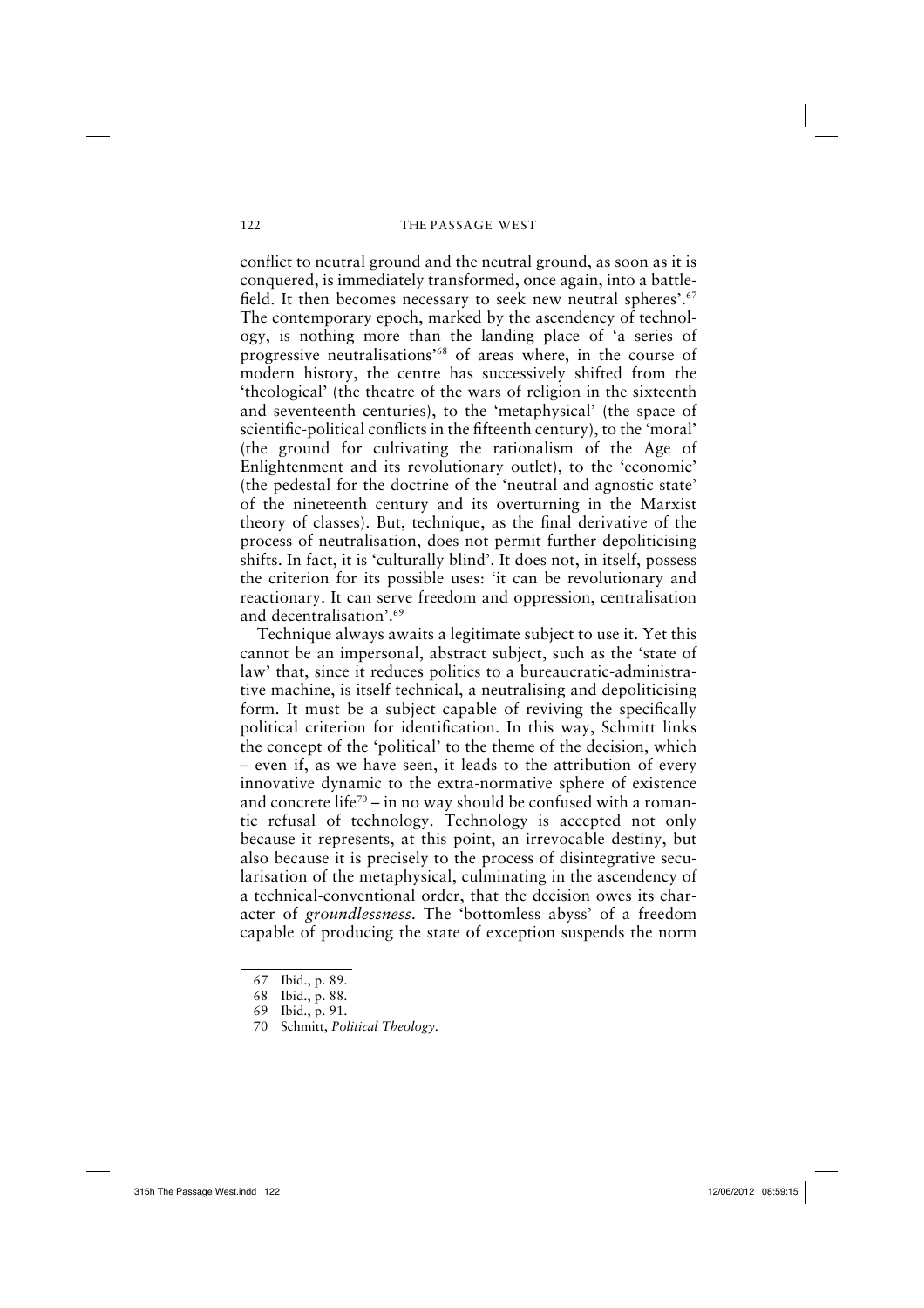conflict to neutral ground and the neutral ground, as soon as it is conquered, is immediately transformed, once again, into a battlefield. It then becomes necessary to seek new neutral spheres'.[67] The contemporary epoch, marked by the ascendency of technology, is nothing more than the landing place of 'a series of progressive neutralisations'[68] of areas where, in the course of modern history, the centre has successively shifted from the 'theological' (the theatre of the wars of religion in the sixteenth and seventeenth centuries), to the 'metaphysical' (the space of scientific-political conflicts in the fifteenth century), to the 'moral' (the ground for cultivating the rationalism of the Age of Enlightenment and its revolutionary outlet), to the 'economic' (the pedestal for the doctrine of the 'neutral and agnostic state' of the nineteenth century and its overturning in the Marxist theory of classes). But, technique, as the final derivative of the process of neutralisation, does not permit further depoliticising shifts. In fact, it is 'culturally blind'. It does not, in itself, possess the criterion for its possible uses: 'it can be revolutionary and reactionary. It can serve freedom and oppression, centralisation and decentralisation'.[69]

Technique always awaits a legitimate subject to use it. Yet this cannot be an impersonal, abstract subject, such as the 'state of law' that, since it reduces politics to a bureaucratic-administrative machine, is itself technical, a neutralising and depoliticising form. It must be a subject capable of reviving the specifically political criterion for identification. In this way, Schmitt links the concept of the 'political' to the theme of the decision, which – even if, as we have seen, it leads to the attribution of every innovative dynamic to the extra-normative sphere of existence and concrete life[70] – in no way should be confused with a romantic refusal of technology. Technology is accepted not only because it represents, at this point, an irrevocable destiny, but also because it is precisely to the process of disintegrative secularisation of the metaphysical, culminating in the ascendency of a technical-conventional order, that the decision owes its character of *groundlessness*. The 'bottomless abyss' of a freedom capable of producing the state of exception suspends the norm

67 Ibid., p. 89.

68 Ibid., p. 88.

69 Ibid., p. 91.

70 Schmitt, *Political Theology*.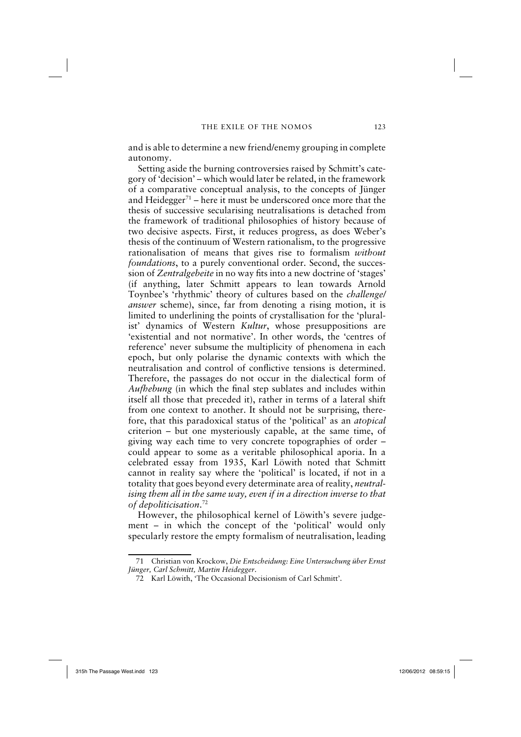and is able to determine a new friend/enemy grouping in complete autonomy.

Setting aside the burning controversies raised by Schmitt's category of 'decision' – which would later be related, in the framework of a comparative conceptual analysis, to the concepts of Jünger and Heidegger[71] – here it must be underscored once more that the thesis of successive secularising neutralisations is detached from the framework of traditional philosophies of history because of two decisive aspects. First, it reduces progress, as does Weber's thesis of the continuum of Western rationalism, to the progressive rationalisation of means that gives rise to formalism *without foundations*, to a purely conventional order. Second, the succession of *Zentralgebeite* in no way fits into a new doctrine of 'stages' (if anything, later Schmitt appears to lean towards Arnold Toynbee's 'rhythmic' theory of cultures based on the *challenge/answer* scheme), since, far from denoting a rising motion, it is limited to underlining the points of crystallisation for the 'pluralist' dynamics of Western *Kultur*, whose presuppositions are 'existential and not normative'. In other words, the 'centres of reference' never subsume the multiplicity of phenomena in each epoch, but only polarise the dynamic contexts with which the neutralisation and control of conflictive tensions is determined. Therefore, the passages do not occur in the dialectical form of *Aufhebung* (in which the final step sublates and includes within itself all those that preceded it), rather in terms of a lateral shift from one context to another. It should not be surprising, therefore, that this paradoxical status of the 'political' as an *atopical* criterion – but one mysteriously capable, at the same time, of giving way each time to very concrete topographies of order – could appear to some as a veritable philosophical aporia. In a celebrated essay from 1935, Karl Löwith noted that Schmitt cannot in reality say where the 'political' is located, if not in a totality that goes beyond every determinate area of reality, *neutralising them all in the same way, even if in a direction inverse to that of depoliticisation*.[72]

However, the philosophical kernel of Löwith's severe judgement – in which the concept of the 'political' would only specularly restore the empty formalism of neutralisation, leading

---

71 Christian von Krockow, *Die Entscheidung: Eine Untersuchung über Ernst Jünger, Carl Schmitt, Martin Heidegger*.

72 Karl Löwith, 'The Occasional Decisionism of Carl Schmitt'.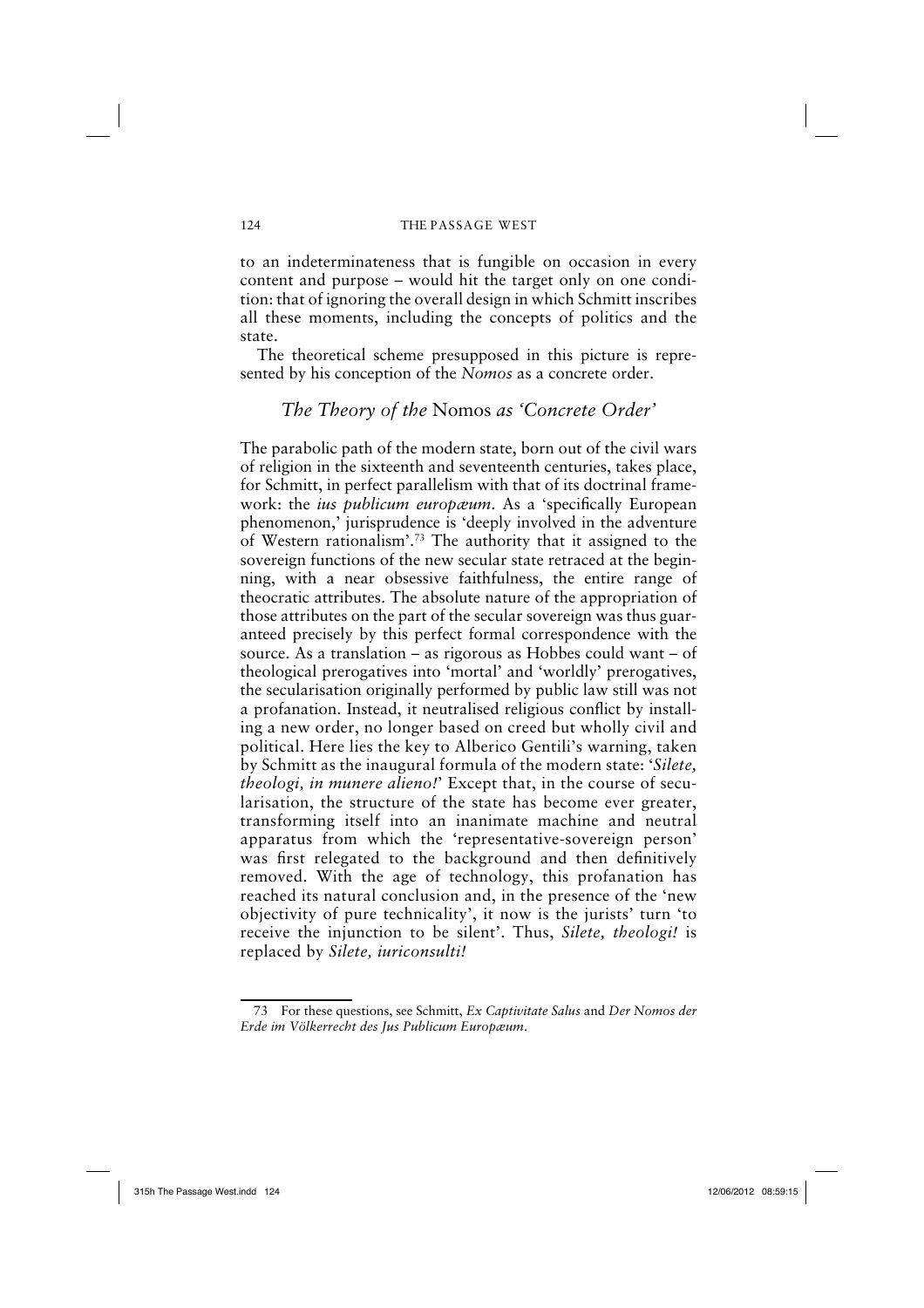to an indeterminateness that is fungible on occasion in every content and purpose – would hit the target only on one condition: that of ignoring the overall design in which Schmitt inscribes all these moments, including the concepts of politics and the state.

The theoretical scheme presupposed in this picture is represented by his conception of the *Nomos* as a concrete order.

### *The Theory of the* Nomos *as 'Concrete Order'*

The parabolic path of the modern state, born out of the civil wars of religion in the sixteenth and seventeenth centuries, takes place, for Schmitt, in perfect parallelism with that of its doctrinal framework: the *ius publicum europæum*. As a 'specifically European phenomenon,' jurisprudence is 'deeply involved in the adventure of Western rationalism'.[73] The authority that it assigned to the sovereign functions of the new secular state retraced at the beginning, with a near obsessive faithfulness, the entire range of theocratic attributes. The absolute nature of the appropriation of those attributes on the part of the secular sovereign was thus guaranteed precisely by this perfect formal correspondence with the source. As a translation – as rigorous as Hobbes could want – of theological prerogatives into 'mortal' and 'worldly' prerogatives, the secularisation originally performed by public law still was not a profanation. Instead, it neutralised religious conflict by installing a new order, no longer based on creed but wholly civil and political. Here lies the key to Alberico Gentili's warning, taken by Schmitt as the inaugural formula of the modern state: '*Silete, theologi, in munere alieno!*' Except that, in the course of secularisation, the structure of the state has become ever greater, transforming itself into an inanimate machine and neutral apparatus from which the 'representative-sovereign person' was first relegated to the background and then definitively removed. With the age of technology, this profanation has reached its natural conclusion and, in the presence of the 'new objectivity of pure technicality', it now is the jurists' turn 'to receive the injunction to be silent'. Thus, *Silete, theologi!* is replaced by *Silete, iuriconsulti!*

---

73 For these questions, see Schmitt, *Ex Captivitate Salus* and *Der Nomos der Erde im Völkerrecht des Jus Publicum Europæum*.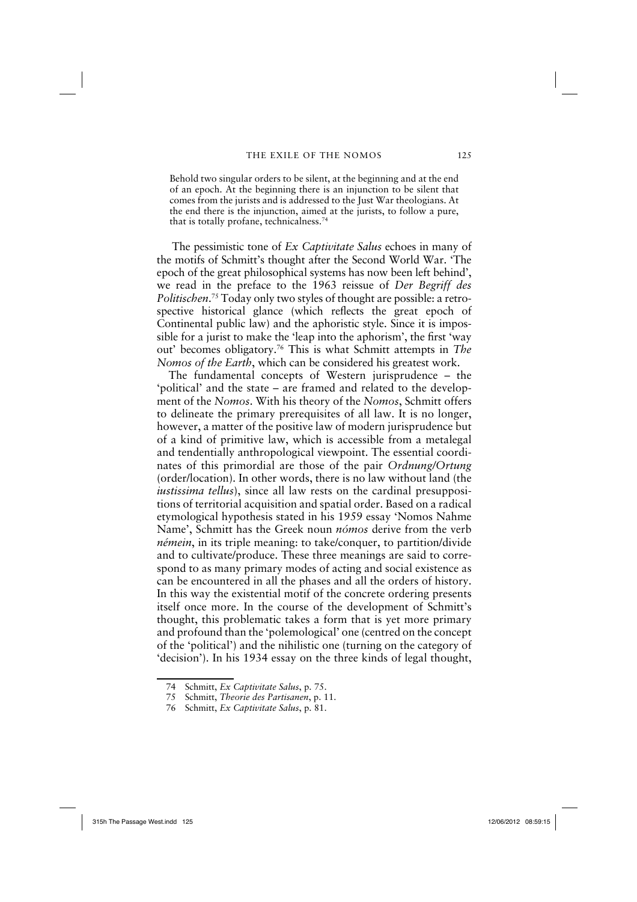> Behold two singular orders to be silent, at the beginning and at the end of an epoch. At the beginning there is an injunction to be silent that comes from the jurists and is addressed to the Just War theologians. At the end there is the injunction, aimed at the jurists, to follow a pure, that is totally profane, technicalness.[74]

The pessimistic tone of *Ex Captivitate Salus* echoes in many of the motifs of Schmitt's thought after the Second World War. 'The epoch of the great philosophical systems has now been left behind', we read in the preface to the 1963 reissue of *Der Begriff des Politischen*.[75] Today only two styles of thought are possible: a retrospective historical glance (which reflects the great epoch of Continental public law) and the aphoristic style. Since it is impossible for a jurist to make the 'leap into the aphorism', the first 'way out' becomes obligatory.[76] This is what Schmitt attempts in *The Nomos of the Earth*, which can be considered his greatest work.

The fundamental concepts of Western jurisprudence – the 'political' and the state – are framed and related to the development of the *Nomos*. With his theory of the *Nomos*, Schmitt offers to delineate the primary prerequisites of all law. It is no longer, however, a matter of the positive law of modern jurisprudence but of a kind of primitive law, which is accessible from a metalegal and tendentially anthropological viewpoint. The essential coordinates of this primordial are those of the pair *Ordnung/Ortung* (order/location). In other words, there is no law without land (the *iustissima tellus*), since all law rests on the cardinal presuppositions of territorial acquisition and spatial order. Based on a radical etymological hypothesis stated in his 1959 essay 'Nomos Nahme Name', Schmitt has the Greek noun *nómos* derive from the verb *némein*, in its triple meaning: to take/conquer, to partition/divide and to cultivate/produce. These three meanings are said to correspond to as many primary modes of acting and social existence as can be encountered in all the phases and all the orders of history. In this way the existential motif of the concrete ordering presents itself once more. In the course of the development of Schmitt's thought, this problematic takes a form that is yet more primary and profound than the 'polemological' one (centred on the concept of the 'political') and the nihilistic one (turning on the category of 'decision'). In his 1934 essay on the three kinds of legal thought,

---

74 Schmitt, *Ex Captivitate Salus*, p. 75.

75 Schmitt, *Theorie des Partisanen*, p. 11.

76 Schmitt, *Ex Captivitate Salus*, p. 81.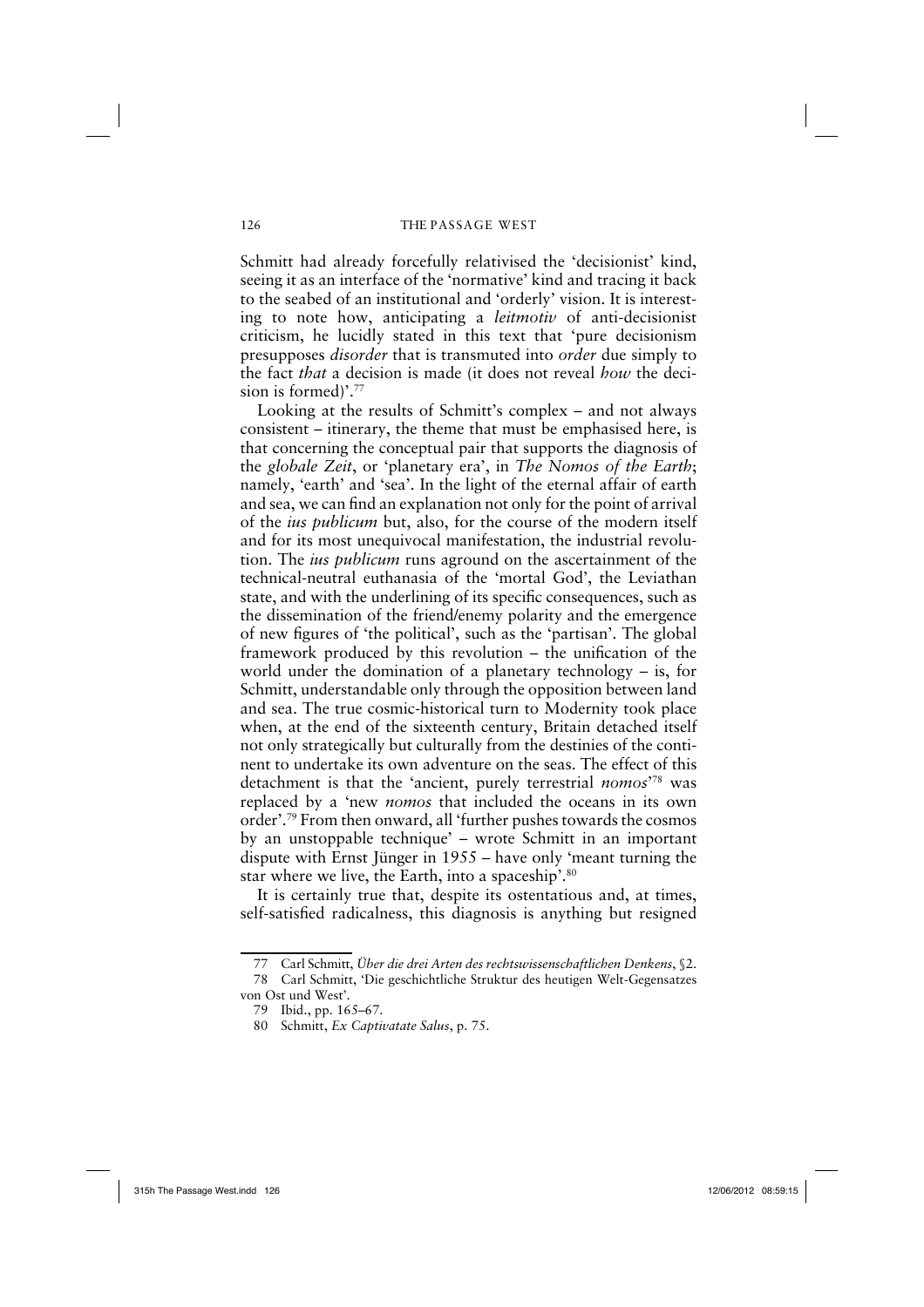Schmitt had already forcefully relativised the 'decisionist' kind, seeing it as an interface of the 'normative' kind and tracing it back to the seabed of an institutional and 'orderly' vision. It is interesting to note how, anticipating a *leitmotiv* of anti-decisionist criticism, he lucidly stated in this text that 'pure decisionism presupposes *disorder* that is transmuted into *order* due simply to the fact *that* a decision is made (it does not reveal *how* the decision is formed)'.[77]

Looking at the results of Schmitt's complex – and not always consistent – itinerary, the theme that must be emphasised here, is that concerning the conceptual pair that supports the diagnosis of the *globale Zeit*, or 'planetary era', in *The Nomos of the Earth*; namely, 'earth' and 'sea'. In the light of the eternal affair of earth and sea, we can find an explanation not only for the point of arrival of the *ius publicum* but, also, for the course of the modern itself and for its most unequivocal manifestation, the industrial revolution. The *ius publicum* runs aground on the ascertainment of the technical-neutral euthanasia of the 'mortal God', the Leviathan state, and with the underlining of its specific consequences, such as the dissemination of the friend/enemy polarity and the emergence of new figures of 'the political', such as the 'partisan'. The global framework produced by this revolution – the unification of the world under the domination of a planetary technology – is, for Schmitt, understandable only through the opposition between land and sea. The true cosmic-historical turn to Modernity took place when, at the end of the sixteenth century, Britain detached itself not only strategically but culturally from the destinies of the continent to undertake its own adventure on the seas. The effect of this detachment is that the 'ancient, purely terrestrial *nomos*'[78] was replaced by a 'new *nomos* that included the oceans in its own order'.[79] From then onward, all 'further pushes towards the cosmos by an unstoppable technique' – wrote Schmitt in an important dispute with Ernst Jünger in 1955 – have only 'meant turning the star where we live, the Earth, into a spaceship'.[80]

It is certainly true that, despite its ostentatious and, at times, self-satisfied radicalness, this diagnosis is anything but resigned

---

77 Carl Schmitt, *Über die drei Arten des rechtswissenschaftlichen Denkens*, §2.

78 Carl Schmitt, 'Die geschichtliche Struktur des heutigen Welt-Gegensatzes von Ost und West'.

79 Ibid., pp. 165–67.

80 Schmitt, *Ex Captivatate Salus*, p. 75.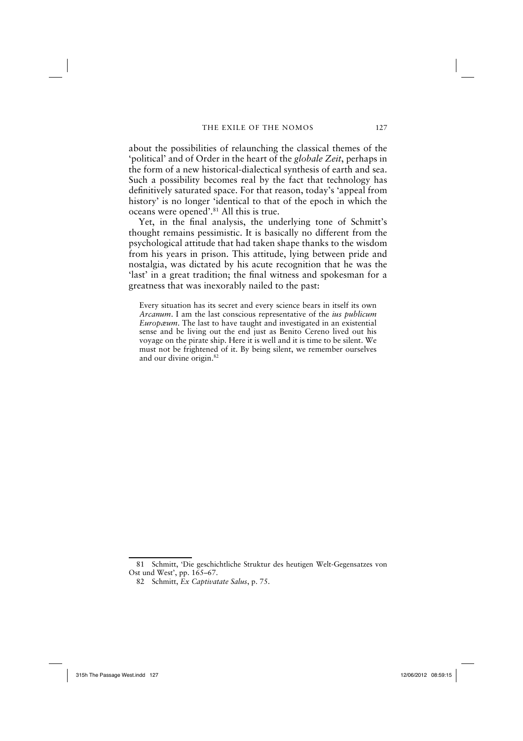about the possibilities of relaunching the classical themes of the 'political' and of Order in the heart of the *globale Zeit*, perhaps in the form of a new historical-dialectical synthesis of earth and sea. Such a possibility becomes real by the fact that technology has definitively saturated space. For that reason, today's 'appeal from history' is no longer 'identical to that of the epoch in which the oceans were opened'.[81] All this is true.

Yet, in the final analysis, the underlying tone of Schmitt's thought remains pessimistic. It is basically no different from the psychological attitude that had taken shape thanks to the wisdom from his years in prison. This attitude, lying between pride and nostalgia, was dictated by his acute recognition that he was the 'last' in a great tradition; the final witness and spokesman for a greatness that was inexorably nailed to the past:

> Every situation has its secret and every science bears in itself its own *Arcanum*. I am the last conscious representative of the *ius publicum Europæum*. The last to have taught and investigated in an existential sense and be living out the end just as Benito Cereno lived out his voyage on the pirate ship. Here it is well and it is time to be silent. We must not be frightened of it. By being silent, we remember ourselves and our divine origin.[82]

---

81 Schmitt, 'Die geschichtliche Struktur des heutigen Welt-Gegensatzes von Ost und West', pp. 165–67.

82 Schmitt, *Ex Captivatate Salus*, p. 75.